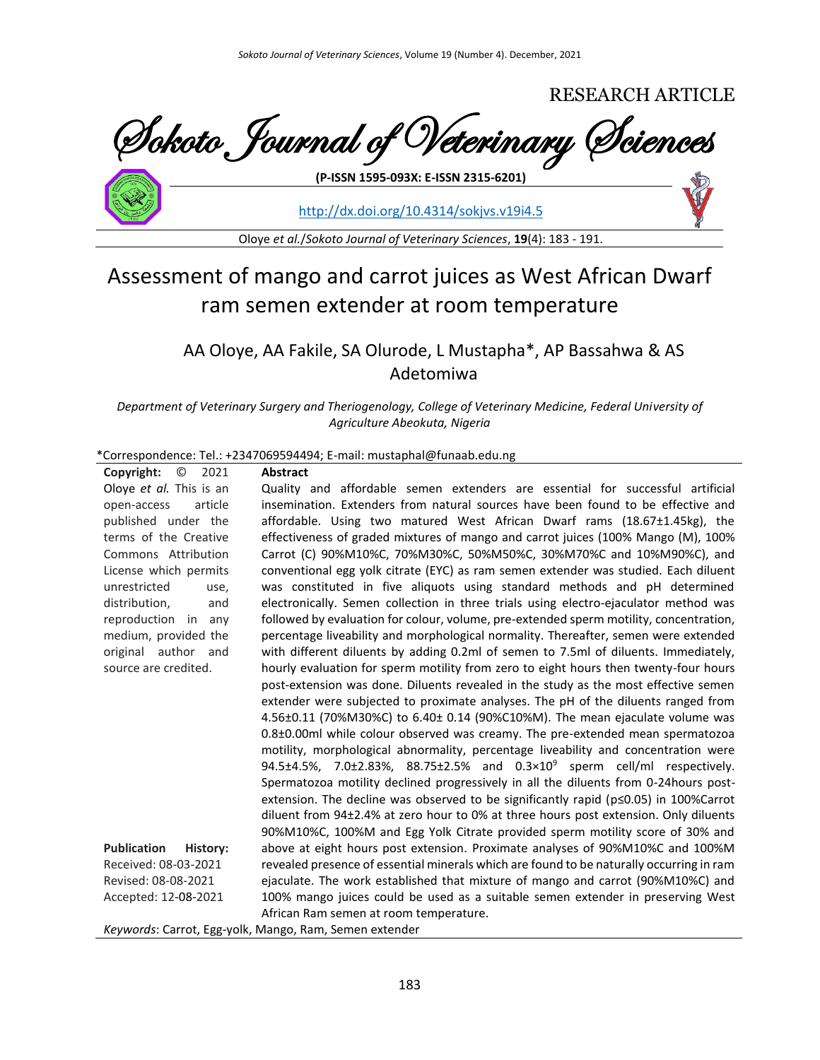RESEARCH ARTICLE

# Sokoto Journal of Veterinary Sciences

**(P-ISSN 1595-093X: E-ISSN 2315-6201)**

http://dx.doi.org/10.4314/sokjvs.v19i4.5

Oloye *et al.*/*Sokoto Journal of Veterinary Sciences*, **19**(4): 183 - 191.

# Assessment of mango and carrot juices as West African Dwarf ram semen extender at room temperature

AA Oloye, AA Fakile, SA Olurode, L Mustapha*, AP Bassahwa & AS Adetomiwa

*Department of Veterinary Surgery and Theriogenology, College of Veterinary Medicine, Federal University of Agriculture Abeokuta, Nigeria*

*Correspondence: Tel.: +2347069594494; E-mail: mustaphal@funaab.edu.ng

**Copyright:** © 2021 Oloye *et al.* This is an open-access article published under the terms of the Creative Commons Attribution License which permits unrestricted use, distribution, and reproduction in any medium, provided the original author and source are credited.

**Publication History:**
Received: 08-03-2021
Revised: 08-08-2021
Accepted: 12-08-2021

## Abstract

Quality and affordable semen extenders are essential for successful artificial insemination. Extenders from natural sources have been found to be effective and affordable. Using two matured West African Dwarf rams (18.67±1.45kg), the effectiveness of graded mixtures of mango and carrot juices (100% Mango (M), 100% Carrot (C) 90%M10%C, 70%M30%C, 50%M50%C, 30%M70%C and 10%M90%C), and conventional egg yolk citrate (EYC) as ram semen extender was studied. Each diluent was constituted in five aliquots using standard methods and pH determined electronically. Semen collection in three trials using electro-ejaculator method was followed by evaluation for colour, volume, pre-extended sperm motility, concentration, percentage liveability and morphological normality. Thereafter, semen were extended with different diluents by adding 0.2ml of semen to 7.5ml of diluents. Immediately, hourly evaluation for sperm motility from zero to eight hours then twenty-four hours post-extension was done. Diluents revealed in the study as the most effective semen extender were subjected to proximate analyses. The pH of the diluents ranged from 4.56±0.11 (70%M30%C) to 6.40± 0.14 (90%C10%M). The mean ejaculate volume was 0.8±0.00ml while colour observed was creamy. The pre-extended mean spermatozoa motility, morphological abnormality, percentage liveability and concentration were 94.5±4.5%, 7.0±2.83%, 88.75±2.5% and $0.3\times10^9$ sperm cell/ml respectively. Spermatozoa motility declined progressively in all the diluents from 0-24hours post-extension. The decline was observed to be significantly rapid ($p\leq0.05$) in 100%Carrot diluent from 94±2.4% at zero hour to 0% at three hours post extension. Only diluents 90%M10%C, 100%M and Egg Yolk Citrate provided sperm motility score of 30% and above at eight hours post extension. Proximate analyses of 90%M10%C and 100%M revealed presence of essential minerals which are found to be naturally occurring in ram ejaculate. The work established that mixture of mango and carrot (90%M10%C) and 100% mango juices could be used as a suitable semen extender in preserving West African Ram semen at room temperature.

*Keywords*: Carrot, Egg-yolk, Mango, Ram, Semen extender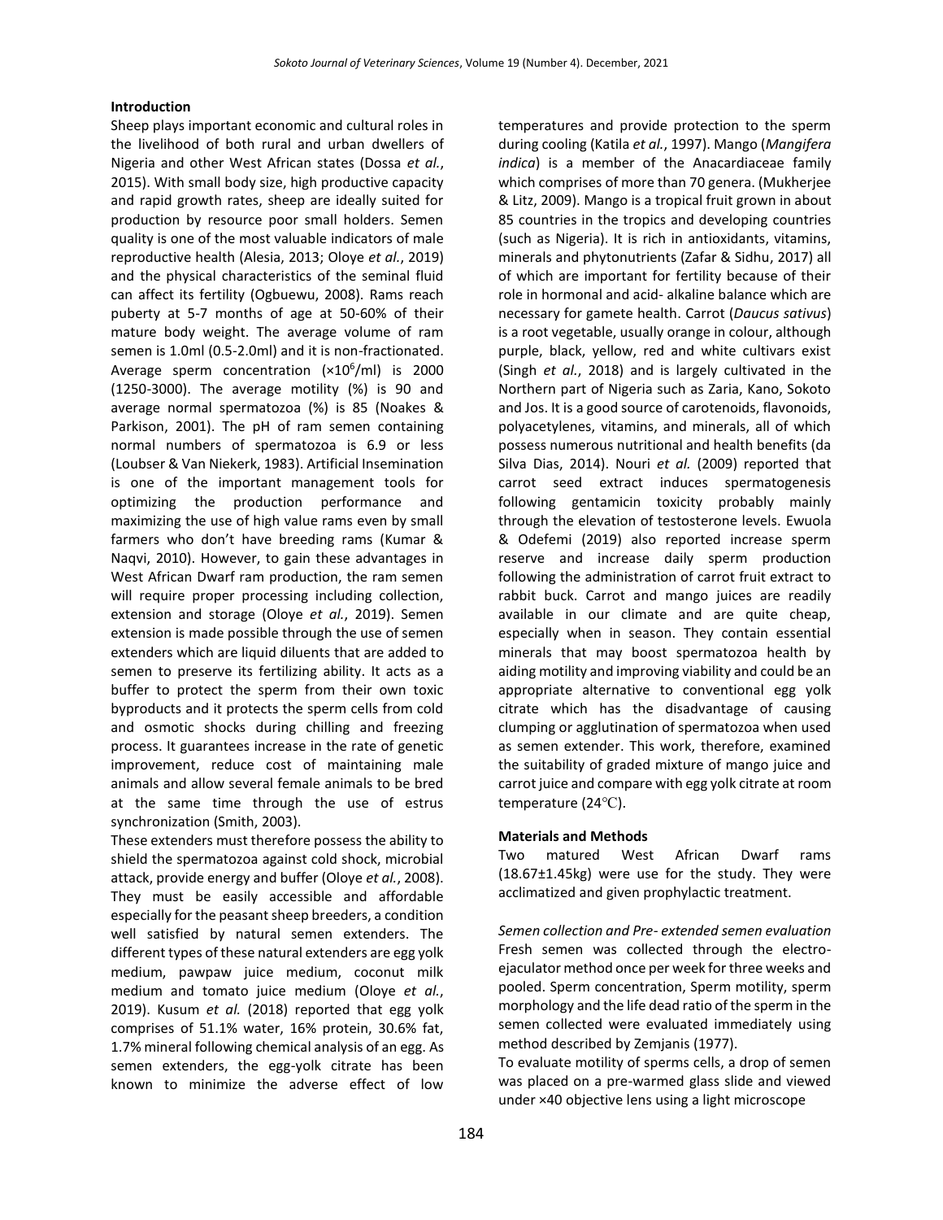## Introduction

Sheep plays important economic and cultural roles in the livelihood of both rural and urban dwellers of Nigeria and other West African states (Dossa *et al.*, 2015). With small body size, high productive capacity and rapid growth rates, sheep are ideally suited for production by resource poor small holders. Semen quality is one of the most valuable indicators of male reproductive health (Alesia, 2013; Oloye *et al.*, 2019) and the physical characteristics of the seminal fluid can affect its fertility (Ogbuewu, 2008). Rams reach puberty at 5-7 months of age at 50-60% of their mature body weight. The average volume of ram semen is 1.0ml (0.5-2.0ml) and it is non-fractionated. Average sperm concentration ($\times10^6$/ml) is 2000 (1250-3000). The average motility (%) is 90 and average normal spermatozoa (%) is 85 (Noakes & Parkison, 2001). The pH of ram semen containing normal numbers of spermatozoa is 6.9 or less (Loubser & Van Niekerk, 1983). Artificial Insemination is one of the important management tools for optimizing the production performance and maximizing the use of high value rams even by small farmers who don't have breeding rams (Kumar & Naqvi, 2010). However, to gain these advantages in West African Dwarf ram production, the ram semen will require proper processing including collection, extension and storage (Oloye *et al.*, 2019). Semen extension is made possible through the use of semen extenders which are liquid diluents that are added to semen to preserve its fertilizing ability. It acts as a buffer to protect the sperm from their own toxic byproducts and it protects the sperm cells from cold and osmotic shocks during chilling and freezing process. It guarantees increase in the rate of genetic improvement, reduce cost of maintaining male animals and allow several female animals to be bred at the same time through the use of estrus synchronization (Smith, 2003).

These extenders must therefore possess the ability to shield the spermatozoa against cold shock, microbial attack, provide energy and buffer (Oloye *et al.*, 2008). They must be easily accessible and affordable especially for the peasant sheep breeders, a condition well satisfied by natural semen extenders. The different types of these natural extenders are egg yolk medium, pawpaw juice medium, coconut milk medium and tomato juice medium (Oloye *et al.*, 2019). Kusum *et al.* (2018) reported that egg yolk comprises of 51.1% water, 16% protein, 30.6% fat, 1.7% mineral following chemical analysis of an egg. As semen extenders, the egg-yolk citrate has been known to minimize the adverse effect of low temperatures and provide protection to the sperm during cooling (Katila *et al.*, 1997). Mango (*Mangifera indica*) is a member of the Anacardiaceae family which comprises of more than 70 genera. (Mukherjee & Litz, 2009). Mango is a tropical fruit grown in about 85 countries in the tropics and developing countries (such as Nigeria). It is rich in antioxidants, vitamins, minerals and phytonutrients (Zafar & Sidhu, 2017) all of which are important for fertility because of their role in hormonal and acid- alkaline balance which are necessary for gamete health. Carrot (*Daucus sativus*) is a root vegetable, usually orange in colour, although purple, black, yellow, red and white cultivars exist (Singh *et al.*, 2018) and is largely cultivated in the Northern part of Nigeria such as Zaria, Kano, Sokoto and Jos. It is a good source of carotenoids, flavonoids, polyacetylenes, vitamins, and minerals, all of which possess numerous nutritional and health benefits (da Silva Dias, 2014). Nouri *et al.* (2009) reported that carrot seed extract induces spermatogenesis following gentamicin toxicity probably mainly through the elevation of testosterone levels. Ewuola & Odefemi (2019) also reported increase sperm reserve and increase daily sperm production following the administration of carrot fruit extract to rabbit buck. Carrot and mango juices are readily available in our climate and are quite cheap, especially when in season. They contain essential minerals that may boost spermatozoa health by aiding motility and improving viability and could be an appropriate alternative to conventional egg yolk citrate which has the disadvantage of causing clumping or agglutination of spermatozoa when used as semen extender. This work, therefore, examined the suitability of graded mixture of mango juice and carrot juice and compare with egg yolk citrate at room temperature (24℃).

## Materials and Methods

Two matured West African Dwarf rams (18.67±1.45kg) were use for the study. They were acclimatized and given prophylactic treatment.

*Semen collection and Pre- extended semen evaluation*

Fresh semen was collected through the electro-ejaculator method once per week for three weeks and pooled. Sperm concentration, Sperm motility, sperm morphology and the life dead ratio of the sperm in the semen collected were evaluated immediately using method described by Zemjanis (1977).

To evaluate motility of sperms cells, a drop of semen was placed on a pre-warmed glass slide and viewed under ×40 objective lens using a light microscope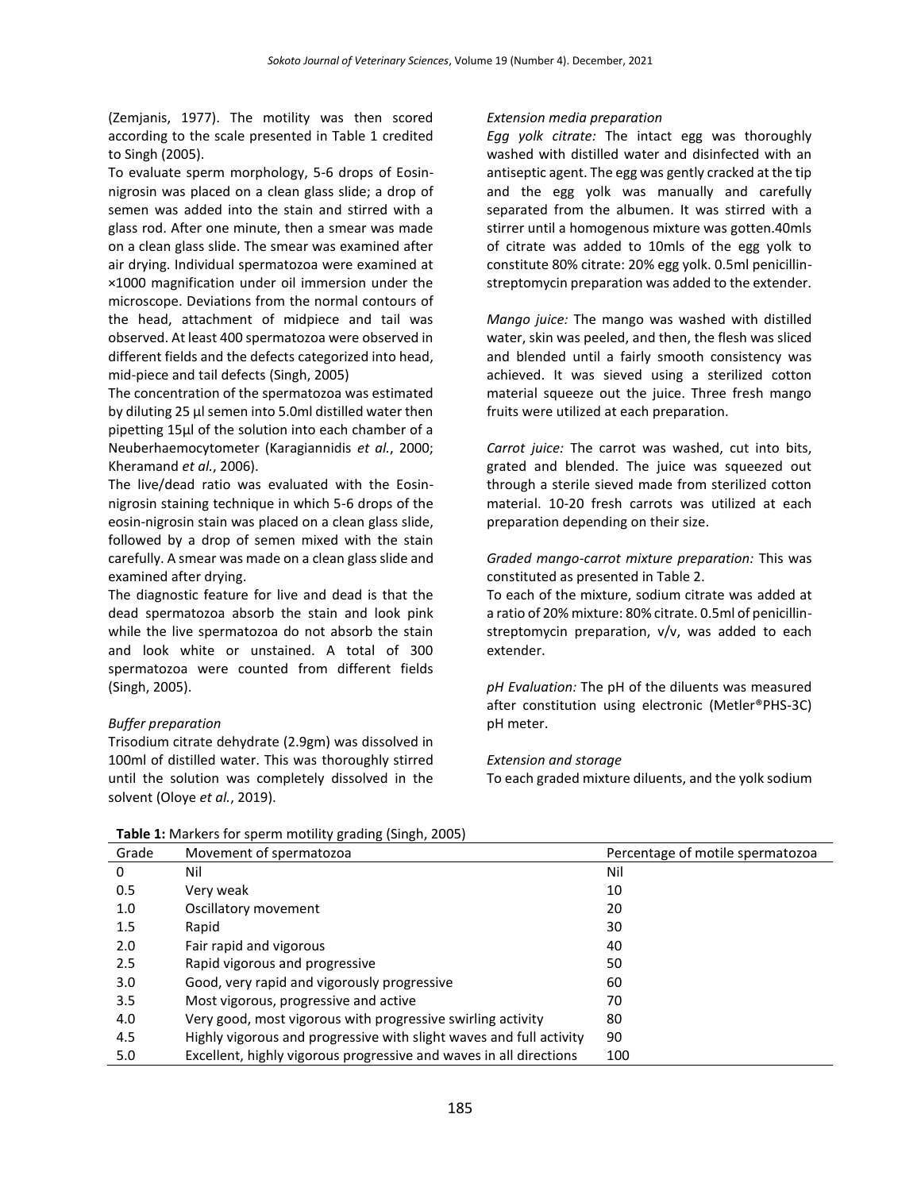(Zemjanis, 1977). The motility was then scored according to the scale presented in Table 1 credited to Singh (2005).

To evaluate sperm morphology, 5-6 drops of Eosin-nigrosin was placed on a clean glass slide; a drop of semen was added into the stain and stirred with a glass rod. After one minute, then a smear was made on a clean glass slide. The smear was examined after air drying. Individual spermatozoa were examined at ×1000 magnification under oil immersion under the microscope. Deviations from the normal contours of the head, attachment of midpiece and tail was observed. At least 400 spermatozoa were observed in different fields and the defects categorized into head, mid-piece and tail defects (Singh, 2005)

The concentration of the spermatozoa was estimated by diluting 25 µl semen into 5.0ml distilled water then pipetting 15µl of the solution into each chamber of a Neuberhaemocytometer (Karagiannidis *et al.*, 2000; Kheramand *et al.*, 2006).

The live/dead ratio was evaluated with the Eosin-nigrosin staining technique in which 5-6 drops of the eosin-nigrosin stain was placed on a clean glass slide, followed by a drop of semen mixed with the stain carefully. A smear was made on a clean glass slide and examined after drying.

The diagnostic feature for live and dead is that the dead spermatozoa absorb the stain and look pink while the live spermatozoa do not absorb the stain and look white or unstained. A total of 300 spermatozoa were counted from different fields (Singh, 2005).

*Buffer preparation*

Trisodium citrate dehydrate (2.9gm) was dissolved in 100ml of distilled water. This was thoroughly stirred until the solution was completely dissolved in the solvent (Oloye *et al.*, 2019).

*Extension media preparation*

*Egg yolk citrate:* The intact egg was thoroughly washed with distilled water and disinfected with an antiseptic agent. The egg was gently cracked at the tip and the egg yolk was manually and carefully separated from the albumen. It was stirred with a stirrer until a homogenous mixture was gotten.40mls of citrate was added to 10mls of the egg yolk to constitute 80% citrate: 20% egg yolk. 0.5ml penicillin-streptomycin preparation was added to the extender.

*Mango juice:* The mango was washed with distilled water, skin was peeled, and then, the flesh was sliced and blended until a fairly smooth consistency was achieved. It was sieved using a sterilized cotton material squeeze out the juice. Three fresh mango fruits were utilized at each preparation.

*Carrot juice:* The carrot was washed, cut into bits, grated and blended. The juice was squeezed out through a sterile sieved made from sterilized cotton material. 10-20 fresh carrots was utilized at each preparation depending on their size.

*Graded mango-carrot mixture preparation:* This was constituted as presented in Table 2.

To each of the mixture, sodium citrate was added at a ratio of 20% mixture: 80% citrate. 0.5ml of penicillin-streptomycin preparation, v/v, was added to each extender.

*pH Evaluation:* The pH of the diluents was measured after constitution using electronic (Metler®PHS-3C) pH meter.

*Extension and storage*

To each graded mixture diluents, and the yolk sodium

**Table 1:** Markers for sperm motility grading (Singh, 2005)

| Grade | Movement of spermatozoa | Percentage of motile spermatozoa |
|---|---|---|
| 0 | Nil | Nil |
| 0.5 | Very weak | 10 |
| 1.0 | Oscillatory movement | 20 |
| 1.5 | Rapid | 30 |
| 2.0 | Fair rapid and vigorous | 40 |
| 2.5 | Rapid vigorous and progressive | 50 |
| 3.0 | Good, very rapid and vigorously progressive | 60 |
| 3.5 | Most vigorous, progressive and active | 70 |
| 4.0 | Very good, most vigorous with progressive swirling activity | 80 |
| 4.5 | Highly vigorous and progressive with slight waves and full activity | 90 |
| 5.0 | Excellent, highly vigorous progressive and waves in all directions | 100 |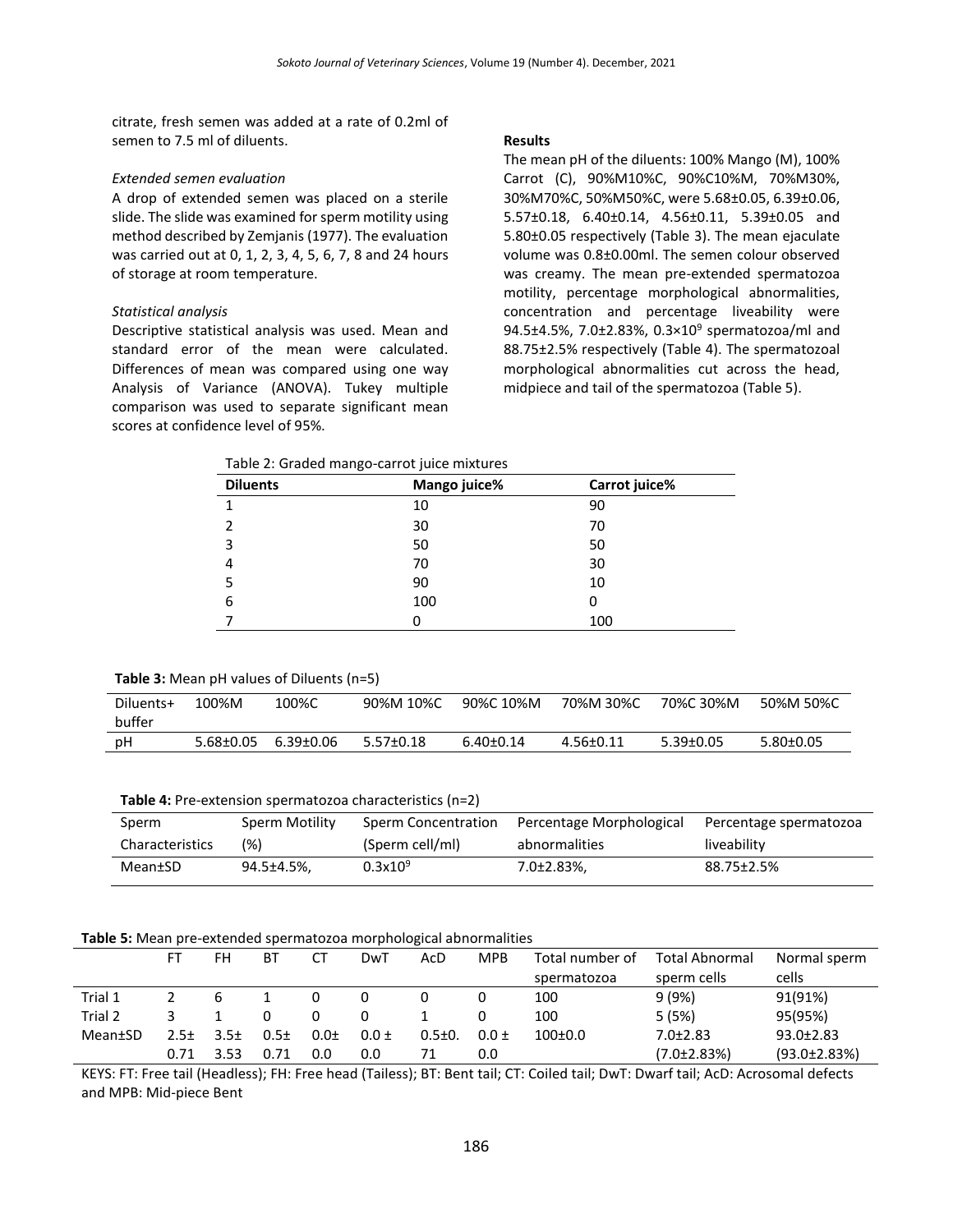citrate, fresh semen was added at a rate of 0.2ml of semen to 7.5 ml of diluents.

*Extended semen evaluation*

A drop of extended semen was placed on a sterile slide. The slide was examined for sperm motility using method described by Zemjanis (1977). The evaluation was carried out at 0, 1, 2, 3, 4, 5, 6, 7, 8 and 24 hours of storage at room temperature.

*Statistical analysis*

Descriptive statistical analysis was used. Mean and standard error of the mean were calculated. Differences of mean was compared using one way Analysis of Variance (ANOVA). Tukey multiple comparison was used to separate significant mean scores at confidence level of 95%.

**Results**

The mean pH of the diluents: 100% Mango (M), 100% Carrot (C), 90%M10%C, 90%C10%M, 70%M30%, 30%M70%C, 50%M50%C, were 5.68±0.05, 6.39±0.06, 5.57±0.18, 6.40±0.14, 4.56±0.11, 5.39±0.05 and 5.80±0.05 respectively (Table 3). The mean ejaculate volume was 0.8±0.00ml. The semen colour observed was creamy. The mean pre-extended spermatozoa motility, percentage morphological abnormalities, concentration and percentage liveability were 94.5±4.5%, 7.0±2.83%, $0.3\times10^9$ spermatozoa/ml and 88.75±2.5% respectively (Table 4). The spermatozoal morphological abnormalities cut across the head, midpiece and tail of the spermatozoa (Table 5).

Table 2: Graded mango-carrot juice mixtures

| Diluents | Mango juice% | Carrot juice% |
|---|---|---|
| 1 | 10 | 90 |
| 2 | 30 | 70 |
| 3 | 50 | 50 |
| 4 | 70 | 30 |
| 5 | 90 | 10 |
| 6 | 100 | 0 |
| 7 | 0 | 100 |

**Table 3:** Mean pH values of Diluents (n=5)

| Diluents+ buffer | 100%M | 100%C | 90%M 10%C | 90%C 10%M | 70%M 30%C | 70%C 30%M | 50%M 50%C |
|---|---|---|---|---|---|---|---|
| pH | 5.68±0.05 | 6.39±0.06 | 5.57±0.18 | 6.40±0.14 | 4.56±0.11 | 5.39±0.05 | 5.80±0.05 |

**Table 4:** Pre-extension spermatozoa characteristics (n=2)

| Sperm Characteristics | Sperm Motility (%) | Sperm Concentration (Sperm cell/ml) | Percentage Morphological abnormalities | Percentage spermatozoa liveability |
|---|---|---|---|---|
| Mean±SD | 94.5±4.5%, | $0.3\times10^9$ | 7.0±2.83%, | 88.75±2.5% |

**Table 5:** Mean pre-extended spermatozoa morphological abnormalities

| | FT | FH | BT | CT | DwT | AcD | MPB | Total number of spermatozoa | Total Abnormal sperm cells | Normal sperm cells |
|---|---|---|---|---|---|---|---|---|---|---|
| Trial 1 | 2 | 6 | 1 | 0 | 0 | 0 | 0 | 100 | 9 (9%) | 91(91%) |
| Trial 2 | 3 | 1 | 0 | 0 | 0 | 1 | 0 | 100 | 5 (5%) | 95(95%) |
| Mean±SD | 2.5± 0.71 | 3.5± 3.53 | 0.5± 0.71 | 0.0± 0.0 | 0.0 ± 0.0 | 0.5±0. 71 | 0.0 ± 0.0 | 100±0.0 | 7.0±2.83 (7.0±2.83%) | 93.0±2.83 (93.0±2.83%) |

KEYS: FT: Free tail (Headless); FH: Free head (Tailess); BT: Bent tail; CT: Coiled tail; DwT: Dwarf tail; AcD: Acrosomal defects and MPB: Mid-piece Bent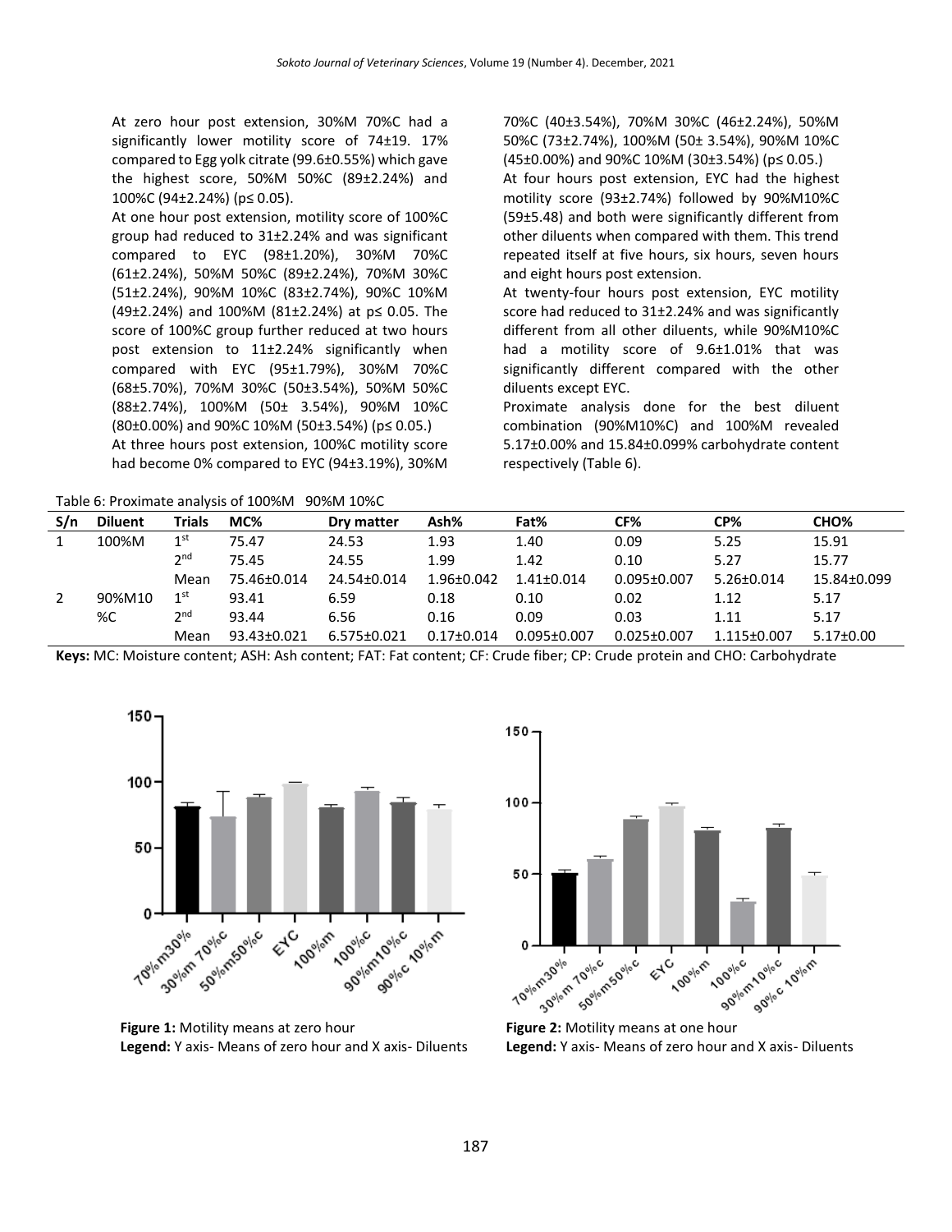At zero hour post extension, 30%M 70%C had a significantly lower motility score of 74±19. 17% compared to Egg yolk citrate (99.6±0.55%) which gave the highest score, 50%M 50%C (89±2.24%) and 100%C (94±2.24%) (p≤ 0.05).

At one hour post extension, motility score of 100%C group had reduced to 31±2.24% and was significant compared to EYC (98±1.20%), 30%M 70%C (61±2.24%), 50%M 50%C (89±2.24%), 70%M 30%C (51±2.24%), 90%M 10%C (83±2.74%), 90%C 10%M (49±2.24%) and 100%M (81±2.24%) at p≤ 0.05. The score of 100%C group further reduced at two hours post extension to 11±2.24% significantly when compared with EYC (95±1.79%), 30%M 70%C (68±5.70%), 70%M 30%C (50±3.54%), 50%M 50%C (88±2.74%), 100%M (50± 3.54%), 90%M 10%C (80±0.00%) and 90%C 10%M (50±3.54%) (p≤ 0.05.)

At three hours post extension, 100%C motility score had become 0% compared to EYC (94±3.19%), 30%M 70%C (40±3.54%), 70%M 30%C (46±2.24%), 50%M 50%C (73±2.74%), 100%M (50± 3.54%), 90%M 10%C (45±0.00%) and 90%C 10%M (30±3.54%) (p≤ 0.05.)

At four hours post extension, EYC had the highest motility score (93±2.74%) followed by 90%M10%C (59±5.48) and both were significantly different from other diluents when compared with them. This trend repeated itself at five hours, six hours, seven hours and eight hours post extension.

At twenty-four hours post extension, EYC motility score had reduced to 31±2.24% and was significantly different from all other diluents, while 90%M10%C had a motility score of 9.6±1.01% that was significantly different compared with the other diluents except EYC.

Proximate analysis done for the best diluent combination (90%M10%C) and 100%M revealed 5.17±0.00% and 15.84±0.099% carbohydrate content respectively (Table 6).

Table 6: Proximate analysis of 100%M 90%M 10%C

| S/n | Diluent | Trials | MC% | Dry matter | Ash% | Fat% | CF% | CP% | CHO% |
|---|---|---|---|---|---|---|---|---|---|
| 1 | 100%M | 1st | 75.47 | 24.53 | 1.93 | 1.40 | 0.09 | 5.25 | 15.91 |
| | | 2nd | 75.45 | 24.55 | 1.99 | 1.42 | 0.10 | 5.27 | 15.77 |
| | | Mean | 75.46±0.014 | 24.54±0.014 | 1.96±0.042 | 1.41±0.014 | 0.095±0.007 | 5.26±0.014 | 15.84±0.099 |
| 2 | 90%M10%C | 1st | 93.41 | 6.59 | 0.18 | 0.10 | 0.02 | 1.12 | 5.17 |
| | | 2nd | 93.44 | 6.56 | 0.16 | 0.09 | 0.03 | 1.11 | 5.17 |
| | | Mean | 93.43±0.021 | 6.575±0.021 | 0.17±0.014 | 0.095±0.007 | 0.025±0.007 | 1.115±0.007 | 5.17±0.00 |

**Keys:** MC: Moisture content; ASH: Ash content; FAT: Fat content; CF: Crude fiber; CP: Crude protein and CHO: Carbohydrate

**Figure 1:** Motility means at zero hour
**Legend:** Y axis- Means of zero hour and X axis- Diluents

**Figure 2:** Motility means at one hour
**Legend:** Y axis- Means of zero hour and X axis- Diluents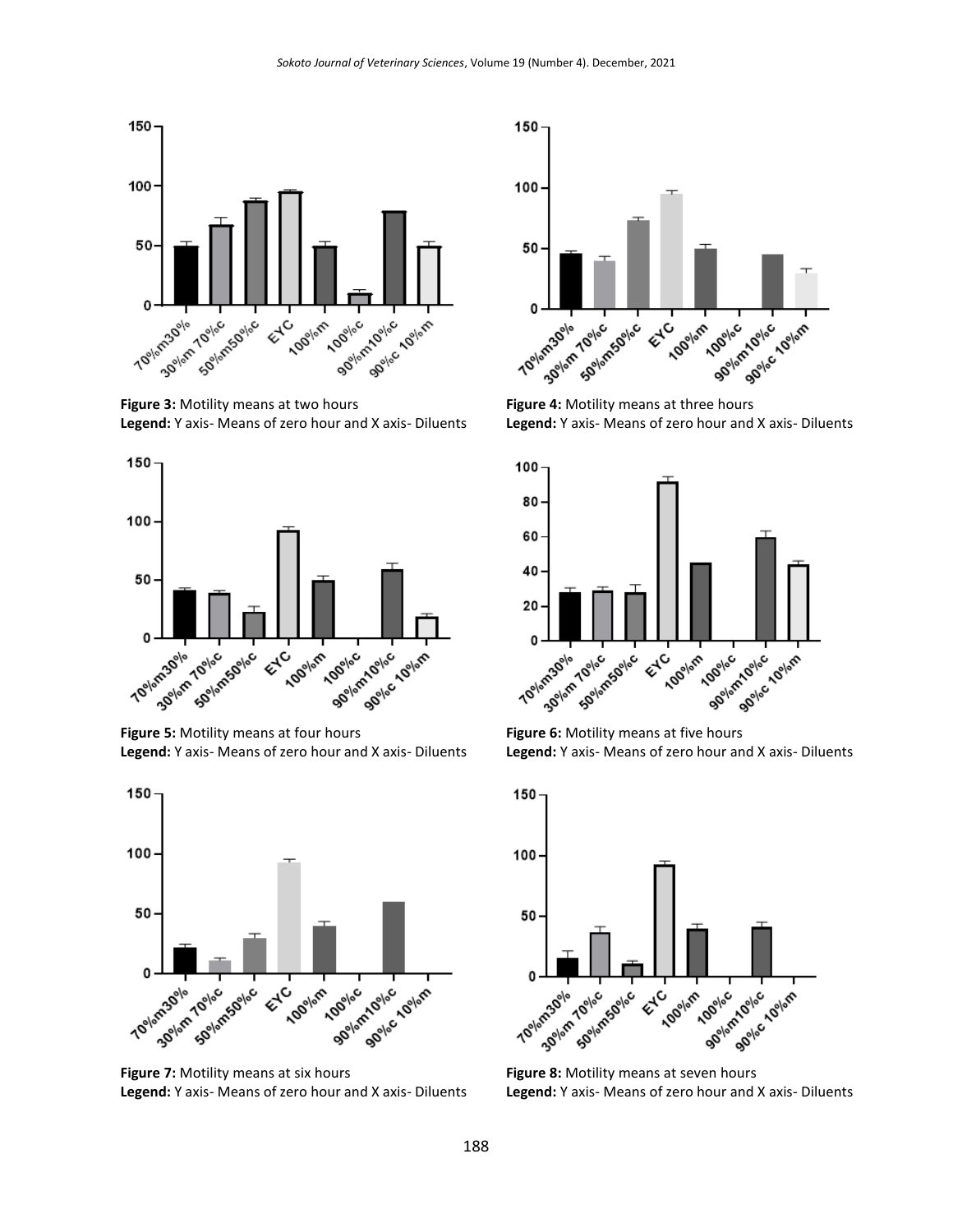**Figure 3:** Motility means at two hours
**Legend:** Y axis- Means of zero hour and X axis- Diluents

**Figure 4:** Motility means at three hours
**Legend:** Y axis- Means of zero hour and X axis- Diluents

**Figure 5:** Motility means at four hours
**Legend:** Y axis- Means of zero hour and X axis- Diluents

**Figure 6:** Motility means at five hours
**Legend:** Y axis- Means of zero hour and X axis- Diluents

**Figure 7:** Motility means at six hours
**Legend:** Y axis- Means of zero hour and X axis- Diluents

**Figure 8:** Motility means at seven hours
**Legend:** Y axis- Means of zero hour and X axis- Diluents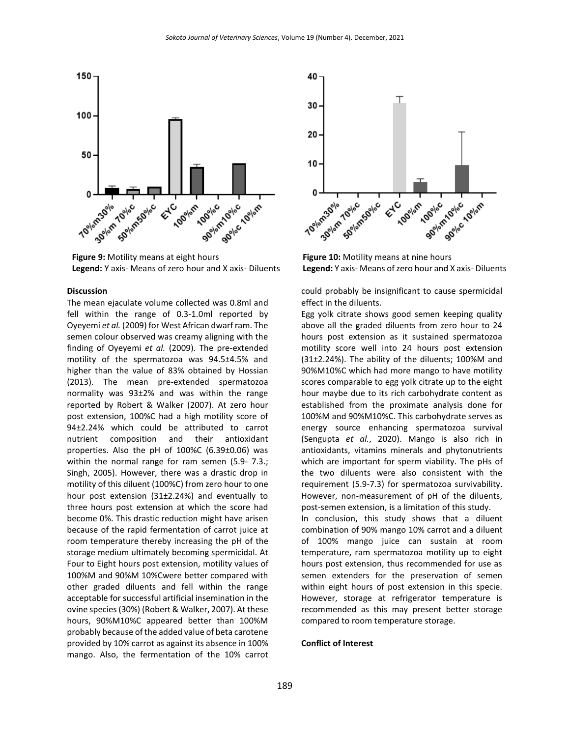**Figure 9:** Motility means at eight hours
**Legend:** Y axis- Means of zero hour and X axis- Diluents

**Figure 10:** Motility means at nine hours
**Legend:** Y axis- Means of zero hour and X axis- Diluents

## Discussion

The mean ejaculate volume collected was 0.8ml and fell within the range of 0.3-1.0ml reported by Oyeyemi *et al.* (2009) for West African dwarf ram. The semen colour observed was creamy aligning with the finding of Oyeyemi *et al.* (2009). The pre-extended motility of the spermatozoa was 94.5±4.5% and higher than the value of 83% obtained by Hossian (2013). The mean pre-extended spermatozoa normality was 93±2% and was within the range reported by Robert & Walker (2007). At zero hour post extension, 100%C had a high motility score of 94±2.24% which could be attributed to carrot nutrient composition and their antioxidant properties. Also the pH of 100%C (6.39±0.06) was within the normal range for ram semen (5.9- 7.3.; Singh, 2005). However, there was a drastic drop in motility of this diluent (100%C) from zero hour to one hour post extension (31±2.24%) and eventually to three hours post extension at which the score had become 0%. This drastic reduction might have arisen because of the rapid fermentation of carrot juice at room temperature thereby increasing the pH of the storage medium ultimately becoming spermicidal. At Four to Eight hours post extension, motility values of 100%M and 90%M 10%Cwere better compared with other graded diluents and fell within the range acceptable for successful artificial insemination in the ovine species (30%) (Robert & Walker, 2007). At these hours, 90%M10%C appeared better than 100%M probably because of the added value of beta carotene provided by 10% carrot as against its absence in 100% mango. Also, the fermentation of the 10% carrot could probably be insignificant to cause spermicidal effect in the diluents.

Egg yolk citrate shows good semen keeping quality above all the graded diluents from zero hour to 24 hours post extension as it sustained spermatozoa motility score well into 24 hours post extension (31±2.24%). The ability of the diluents; 100%M and 90%M10%C which had more mango to have motility scores comparable to egg yolk citrate up to the eight hour maybe due to its rich carbohydrate content as established from the proximate analysis done for 100%M and 90%M10%C. This carbohydrate serves as energy source enhancing spermatozoa survival (Sengupta *et al.*, 2020). Mango is also rich in antioxidants, vitamins minerals and phytonutrients which are important for sperm viability. The pHs of the two diluents were also consistent with the requirement (5.9-7.3) for spermatozoa survivability. However, non-measurement of pH of the diluents, post-semen extension, is a limitation of this study.

In conclusion, this study shows that a diluent combination of 90% mango 10% carrot and a diluent of 100% mango juice can sustain at room temperature, ram spermatozoa motility up to eight hours post extension, thus recommended for use as semen extenders for the preservation of semen within eight hours of post extension in this specie. However, storage at refrigerator temperature is recommended as this may present better storage compared to room temperature storage.

## Conflict of Interest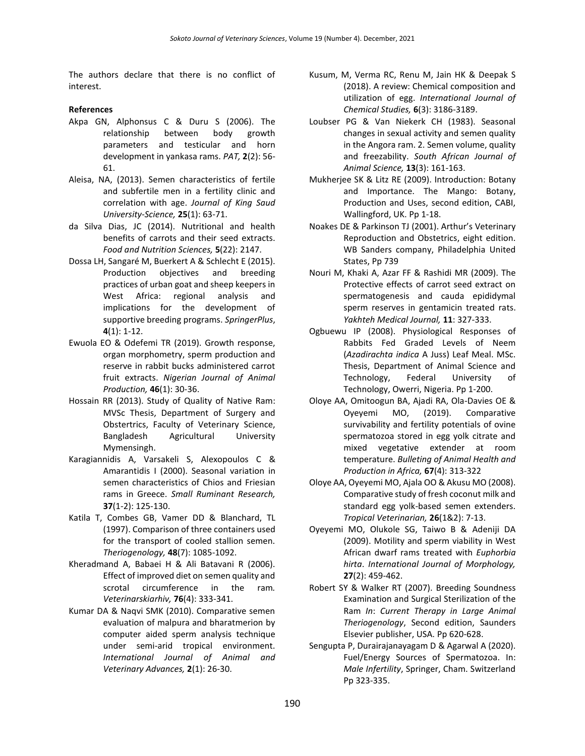The authors declare that there is no conflict of interest.

**References**

Akpa GN, Alphonsus C & Duru S (2006). The relationship between body growth parameters and testicular and horn development in yankasa rams. *PAT,* **2**(2): 56-61.

Aleisa, NA, (2013). Semen characteristics of fertile and subfertile men in a fertility clinic and correlation with age. *Journal of King Saud University-Science,* **25**(1): 63-71.

da Silva Dias, JC (2014). Nutritional and health benefits of carrots and their seed extracts. *Food and Nutrition Sciences,* **5**(22): 2147.

Dossa LH, Sangaré M, Buerkert A & Schlecht E (2015). Production objectives and breeding practices of urban goat and sheep keepers in West Africa: regional analysis and implications for the development of supportive breeding programs. *SpringerPlus*, **4**(1): 1-12.

Ewuola EO & Odefemi TR (2019). Growth response, organ morphometry, sperm production and reserve in rabbit bucks administered carrot fruit extracts. *Nigerian Journal of Animal Production,* **46**(1): 30-36.

Hossain RR (2013). Study of Quality of Native Ram: MVSc Thesis, Department of Surgery and Obstertrics, Faculty of Veterinary Science, Bangladesh Agricultural University Mymensingh.

Karagiannidis A, Varsakeli S, Alexopoulos C & Amarantidis I (2000). Seasonal variation in semen characteristics of Chios and Friesian rams in Greece. *Small Ruminant Research,* **37**(1-2): 125-130.

Katila T, Combes GB, Vamer DD & Blanchard, TL (1997). Comparison of three containers used for the transport of cooled stallion semen. *Theriogenology,* **48**(7): 1085-1092.

Kheradmand A, Babaei H & Ali Batavani R (2006). Effect of improved diet on semen quality and scrotal circumference in the ram*. Veterinarskiarhiv,* **76**(4): 333-341.

Kumar DA & Naqvi SMK (2010). Comparative semen evaluation of malpura and bharatmerion by computer aided sperm analysis technique under semi-arid tropical environment. *International Journal of Animal and Veterinary Advances,* **2**(1): 26-30.

Kusum, M, Verma RC, Renu M, Jain HK & Deepak S (2018). A review: Chemical composition and utilization of egg. *International Journal of Chemical Studies,* **6**(3): 3186-3189.

Loubser PG & Van Niekerk CH (1983). Seasonal changes in sexual activity and semen quality in the Angora ram. 2. Semen volume, quality and freezability. *South African Journal of Animal Science,* **13**(3): 161-163.

Mukherjee SK & Litz RE (2009). Introduction: Botany and Importance. The Mango: Botany, Production and Uses, second edition, CABI, Wallingford, UK. Pp 1-18.

Noakes DE & Parkinson TJ (2001). Arthur's Veterinary Reproduction and Obstetrics, eight edition. WB Sanders company, Philadelphia United States, Pp 739

Nouri M, Khaki A, Azar FF & Rashidi MR (2009). The Protective effects of carrot seed extract on spermatogenesis and cauda epididymal sperm reserves in gentamicin treated rats. *Yakhteh Medical Journal,* **11**: 327-333.

Ogbuewu IP (2008). Physiological Responses of Rabbits Fed Graded Levels of Neem (*Azadirachta indica* A Juss) Leaf Meal. MSc. Thesis, Department of Animal Science and Technology, Federal University of Technology, Owerri, Nigeria. Pp 1-200.

Oloye AA, Omitoogun BA, Ajadi RA, Ola-Davies OE & Oyeyemi MO, (2019). Comparative survivability and fertility potentials of ovine spermatozoa stored in egg yolk citrate and mixed vegetative extender at room temperature. *Bulleting of Animal Health and Production in Africa,* **67**(4): 313-322

Oloye AA, Oyeyemi MO, Ajala OO & Akusu MO (2008). Comparative study of fresh coconut milk and standard egg yolk-based semen extenders. *Tropical Veterinarian,* **26**(1&2): 7-13.

Oyeyemi MO, Olukole SG, Taiwo B & Adeniji DA (2009). Motility and sperm viability in West African dwarf rams treated with *Euphorbia hirta*. *International Journal of Morphology,* **27**(2): 459-462.

Robert SY & Walker RT (2007). Breeding Soundness Examination and Surgical Sterilization of the Ram *In*: *Current Therapy in Large Animal Theriogenology*, Second edition, Saunders Elsevier publisher, USA. Pp 620-628.

Sengupta P, Durairajanayagam D & Agarwal A (2020). Fuel/Energy Sources of Spermatozoa. In: *Male Infertility*, Springer, Cham. Switzerland Pp 323-335.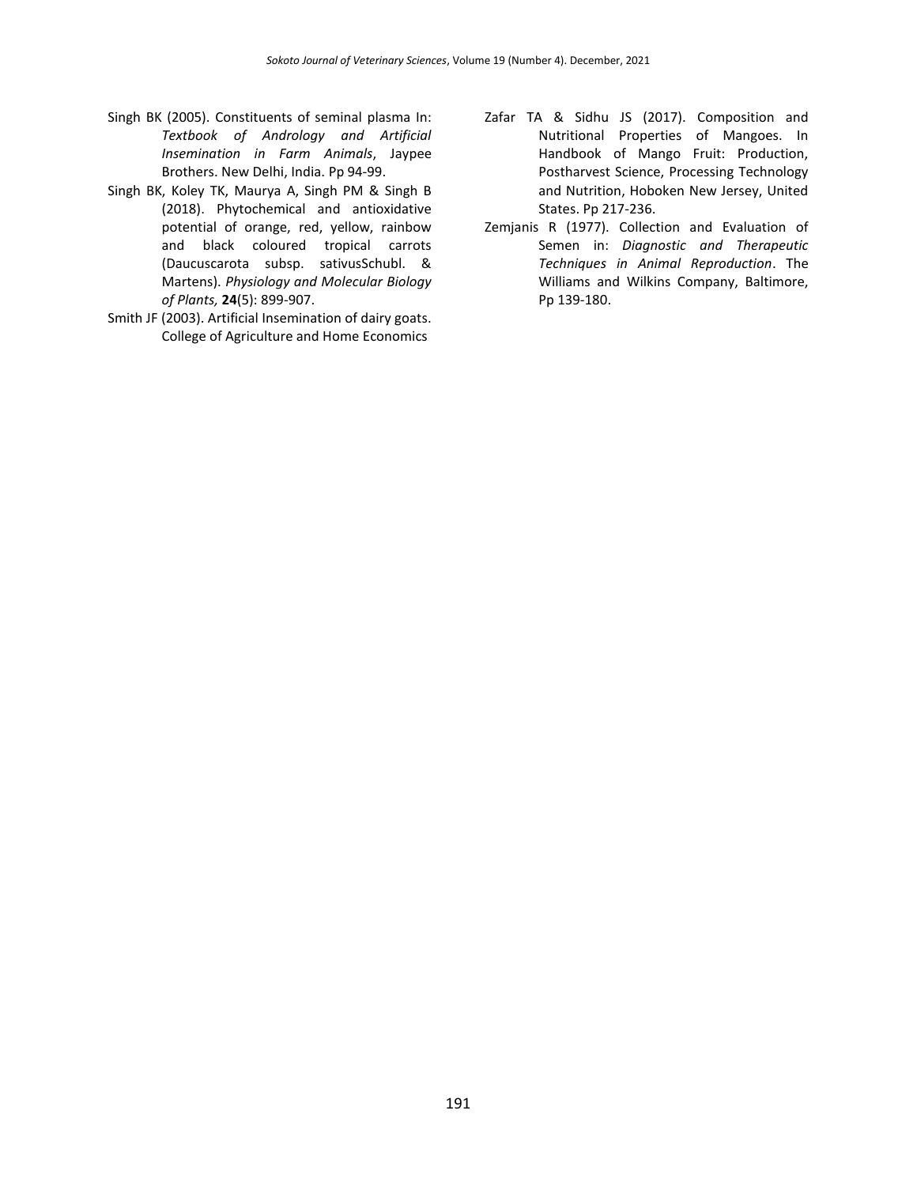Singh BK (2005). Constituents of seminal plasma In: *Textbook of Andrology and Artificial Insemination in Farm Animals*, Jaypee Brothers. New Delhi, India. Pp 94-99.

Singh BK, Koley TK, Maurya A, Singh PM & Singh B (2018). Phytochemical and antioxidative potential of orange, red, yellow, rainbow and black coloured tropical carrots (Daucuscarota subsp. sativusSchubl. & Martens). *Physiology and Molecular Biology of Plants,* **24**(5): 899-907.

Smith JF (2003). Artificial Insemination of dairy goats. College of Agriculture and Home Economics

Zafar TA & Sidhu JS (2017). Composition and Nutritional Properties of Mangoes. In Handbook of Mango Fruit: Production, Postharvest Science, Processing Technology and Nutrition, Hoboken New Jersey, United States. Pp 217-236.

Zemjanis R (1977). Collection and Evaluation of Semen in: *Diagnostic and Therapeutic Techniques in Animal Reproduction*. The Williams and Wilkins Company, Baltimore, Pp 139-180.